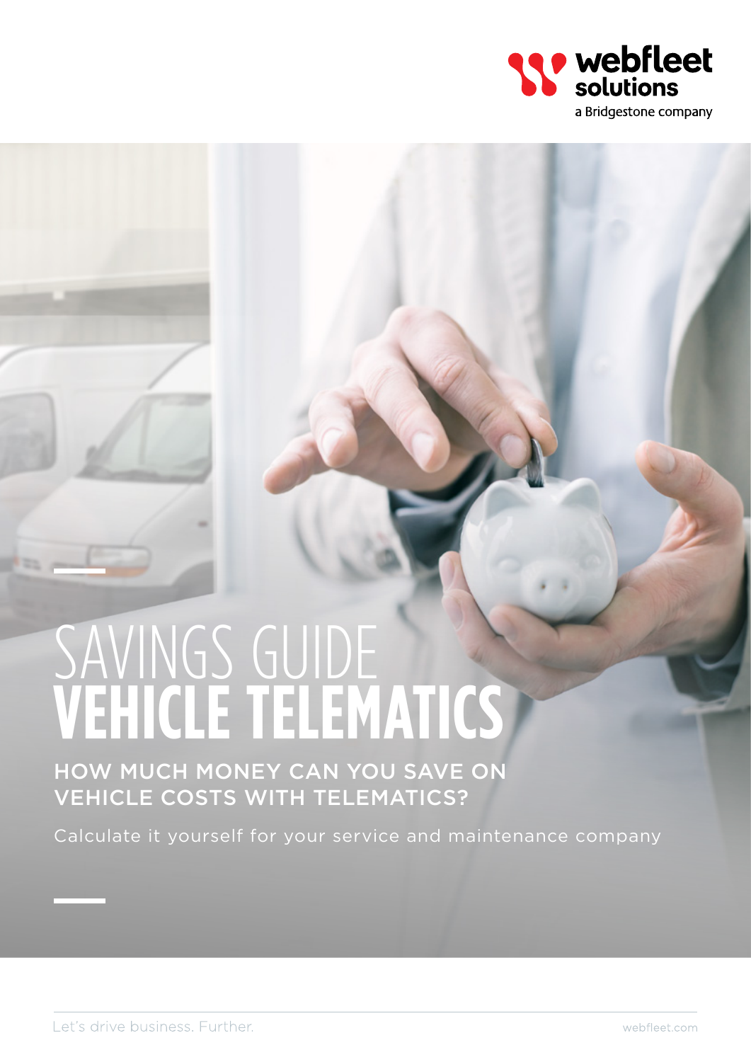webfleet solutions
a Bridgestone company

# SAVINGS GUIDE
# VEHICLE TELEMATICS

## HOW MUCH MONEY CAN YOU SAVE ON VEHICLE COSTS WITH TELEMATICS?

Calculate it yourself for your service and maintenance company

Let's drive business. Further.

webfleet.com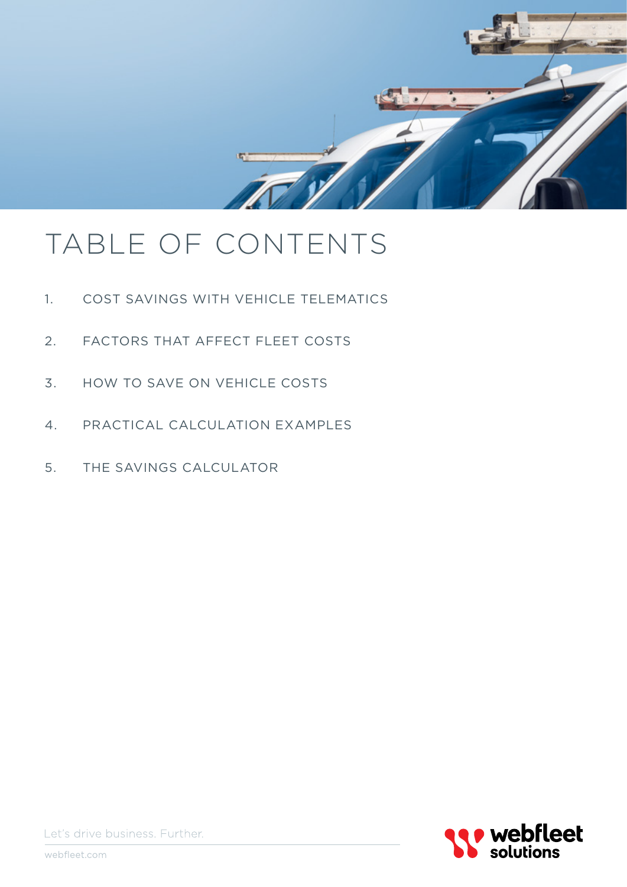# TABLE OF CONTENTS

1. COST SAVINGS WITH VEHICLE TELEMATICS
2. FACTORS THAT AFFECT FLEET COSTS
3. HOW TO SAVE ON VEHICLE COSTS
4. PRACTICAL CALCULATION EXAMPLES
5. THE SAVINGS CALCULATOR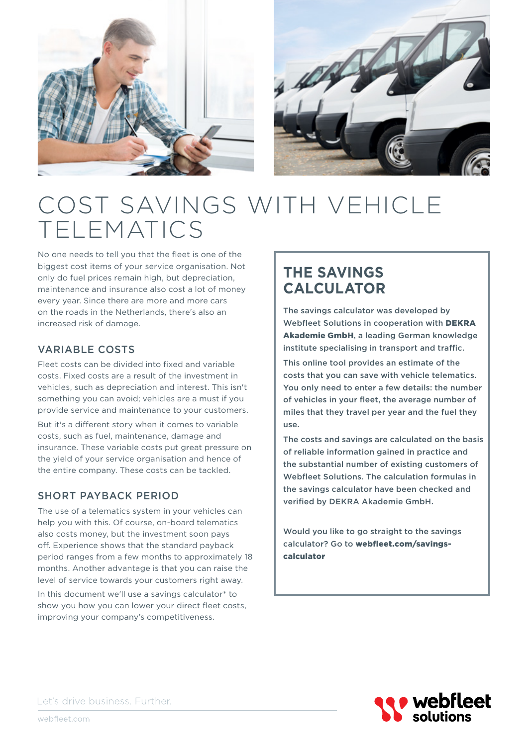# COST SAVINGS WITH VEHICLE TELEMATICS

No one needs to tell you that the fleet is one of the biggest cost items of your service organisation. Not only do fuel prices remain high, but depreciation, maintenance and insurance also cost a lot of money every year. Since there are more and more cars on the roads in the Netherlands, there's also an increased risk of damage.

## VARIABLE COSTS

Fleet costs can be divided into fixed and variable costs. Fixed costs are a result of the investment in vehicles, such as depreciation and interest. This isn't something you can avoid; vehicles are a must if you provide service and maintenance to your customers.

But it's a different story when it comes to variable costs, such as fuel, maintenance, damage and insurance. These variable costs put great pressure on the yield of your service organisation and hence of the entire company. These costs can be tackled.

## SHORT PAYBACK PERIOD

The use of a telematics system in your vehicles can help you with this. Of course, on-board telematics also costs money, but the investment soon pays off. Experience shows that the standard payback period ranges from a few months to approximately 18 months. Another advantage is that you can raise the level of service towards your customers right away.

In this document we'll use a savings calculator* to show you how you can lower your direct fleet costs, improving your company's competitiveness.

## THE SAVINGS CALCULATOR

The savings calculator was developed by Webfleet Solutions in cooperation with **DEKRA Akademie GmbH**, a leading German knowledge institute specialising in transport and traffic.

This online tool provides an estimate of the costs that you can save with vehicle telematics. You only need to enter a few details: the number of vehicles in your fleet, the average number of miles that they travel per year and the fuel they use.

The costs and savings are calculated on the basis of reliable information gained in practice and the substantial number of existing customers of Webfleet Solutions. The calculation formulas in the savings calculator have been checked and verified by DEKRA Akademie GmbH.

Would you like to go straight to the savings calculator? Go to **webfleet.com/savings-calculator**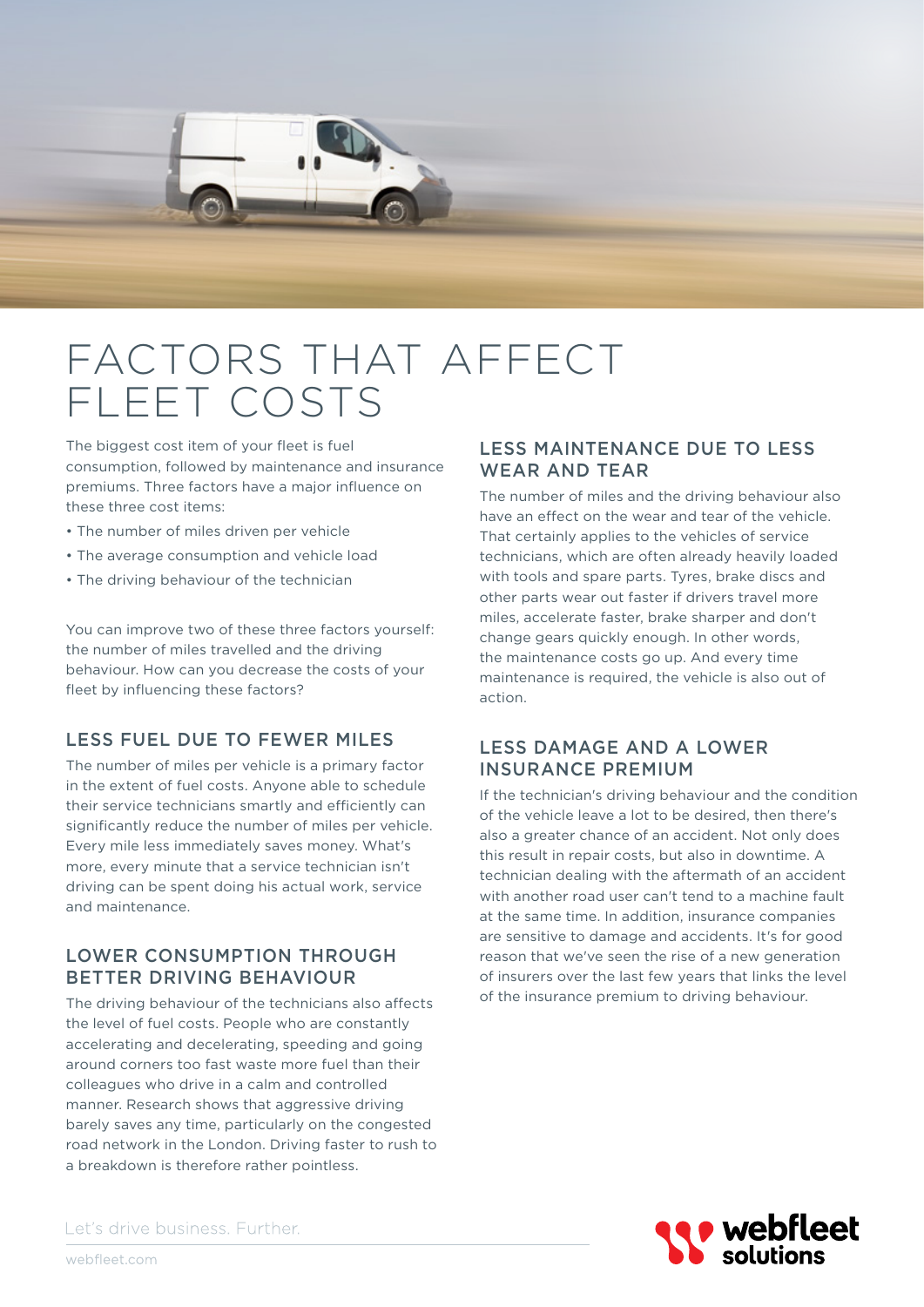# FACTORS THAT AFFECT FLEET COSTS

The biggest cost item of your fleet is fuel consumption, followed by maintenance and insurance premiums. Three factors have a major influence on these three cost items:

- The number of miles driven per vehicle
- The average consumption and vehicle load
- The driving behaviour of the technician

You can improve two of these three factors yourself: the number of miles travelled and the driving behaviour. How can you decrease the costs of your fleet by influencing these factors?

## LESS FUEL DUE TO FEWER MILES

The number of miles per vehicle is a primary factor in the extent of fuel costs. Anyone able to schedule their service technicians smartly and efficiently can significantly reduce the number of miles per vehicle. Every mile less immediately saves money. What's more, every minute that a service technician isn't driving can be spent doing his actual work, service and maintenance.

## LOWER CONSUMPTION THROUGH BETTER DRIVING BEHAVIOUR

The driving behaviour of the technicians also affects the level of fuel costs. People who are constantly accelerating and decelerating, speeding and going around corners too fast waste more fuel than their colleagues who drive in a calm and controlled manner. Research shows that aggressive driving barely saves any time, particularly on the congested road network in the London. Driving faster to rush to a breakdown is therefore rather pointless.

## LESS MAINTENANCE DUE TO LESS WEAR AND TEAR

The number of miles and the driving behaviour also have an effect on the wear and tear of the vehicle. That certainly applies to the vehicles of service technicians, which are often already heavily loaded with tools and spare parts. Tyres, brake discs and other parts wear out faster if drivers travel more miles, accelerate faster, brake sharper and don't change gears quickly enough. In other words, the maintenance costs go up. And every time maintenance is required, the vehicle is also out of action.

## LESS DAMAGE AND A LOWER INSURANCE PREMIUM

If the technician's driving behaviour and the condition of the vehicle leave a lot to be desired, then there's also a greater chance of an accident. Not only does this result in repair costs, but also in downtime. A technician dealing with the aftermath of an accident with another road user can't tend to a machine fault at the same time. In addition, insurance companies are sensitive to damage and accidents. It's for good reason that we've seen the rise of a new generation of insurers over the last few years that links the level of the insurance premium to driving behaviour.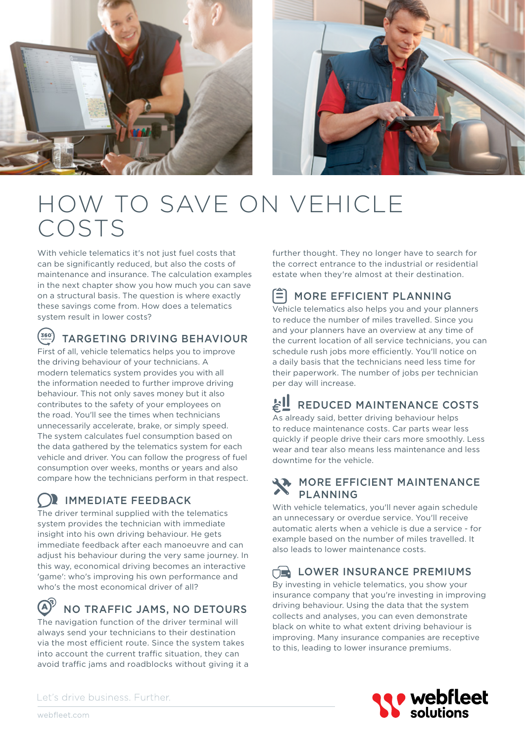# HOW TO SAVE ON VEHICLE COSTS

With vehicle telematics it's not just fuel costs that can be significantly reduced, but also the costs of maintenance and insurance. The calculation examples in the next chapter show you how much you can save on a structural basis. The question is where exactly these savings come from. How does a telematics system result in lower costs?

## TARGETING DRIVING BEHAVIOUR

First of all, vehicle telematics helps you to improve the driving behaviour of your technicians. A modern telematics system provides you with all the information needed to further improve driving behaviour. This not only saves money but it also contributes to the safety of your employees on the road. You'll see the times when technicians unnecessarily accelerate, brake, or simply speed. The system calculates fuel consumption based on the data gathered by the telematics system for each vehicle and driver. You can follow the progress of fuel consumption over weeks, months or years and also compare how the technicians perform in that respect.

## IMMEDIATE FEEDBACK

The driver terminal supplied with the telematics system provides the technician with immediate insight into his own driving behaviour. He gets immediate feedback after each manoeuvre and can adjust his behaviour during the very same journey. In this way, economical driving becomes an interactive 'game': who's improving his own performance and who's the most economical driver of all?

## NO TRAFFIC JAMS, NO DETOURS

The navigation function of the driver terminal will always send your technicians to their destination via the most efficient route. Since the system takes into account the current traffic situation, they can avoid traffic jams and roadblocks without giving it a further thought. They no longer have to search for the correct entrance to the industrial or residential estate when they're almost at their destination.

## MORE EFFICIENT PLANNING

Vehicle telematics also helps you and your planners to reduce the number of miles travelled. Since you and your planners have an overview at any time of the current location of all service technicians, you can schedule rush jobs more efficiently. You'll notice on a daily basis that the technicians need less time for their paperwork. The number of jobs per technician per day will increase.

## REDUCED MAINTENANCE COSTS

As already said, better driving behaviour helps to reduce maintenance costs. Car parts wear less quickly if people drive their cars more smoothly. Less wear and tear also means less maintenance and less downtime for the vehicle.

## MORE EFFICIENT MAINTENANCE PLANNING

With vehicle telematics, you'll never again schedule an unnecessary or overdue service. You'll receive automatic alerts when a vehicle is due a service - for example based on the number of miles travelled. It also leads to lower maintenance costs.

## LOWER INSURANCE PREMIUMS

By investing in vehicle telematics, you show your insurance company that you're investing in improving driving behaviour. Using the data that the system collects and analyses, you can even demonstrate black on white to what extent driving behaviour is improving. Many insurance companies are receptive to this, leading to lower insurance premiums.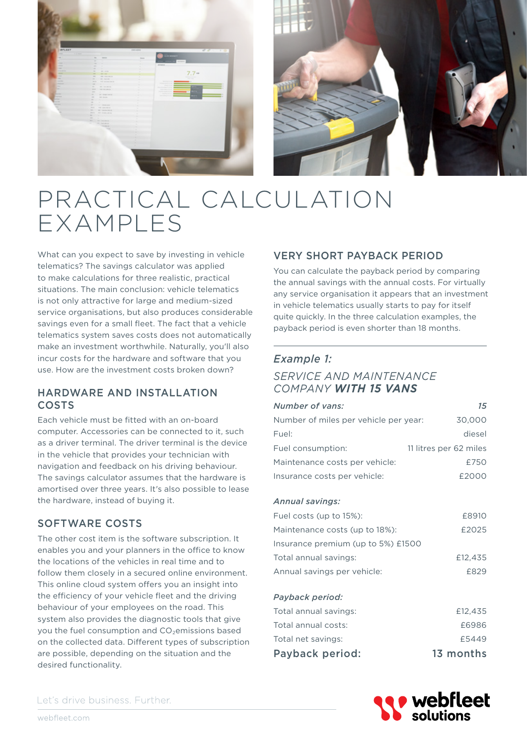# PRACTICAL CALCULATION EXAMPLES

What can you expect to save by investing in vehicle telematics? The savings calculator was applied to make calculations for three realistic, practical situations. The main conclusion: vehicle telematics is not only attractive for large and medium-sized service organisations, but also produces considerable savings even for a small fleet. The fact that a vehicle telematics system saves costs does not automatically make an investment worthwhile. Naturally, you'll also incur costs for the hardware and software that you use. How are the investment costs broken down?

## HARDWARE AND INSTALLATION COSTS

Each vehicle must be fitted with an on-board computer. Accessories can be connected to it, such as a driver terminal. The driver terminal is the device in the vehicle that provides your technician with navigation and feedback on his driving behaviour. The savings calculator assumes that the hardware is amortised over three years. It's also possible to lease the hardware, instead of buying it.

## SOFTWARE COSTS

The other cost item is the software subscription. It enables you and your planners in the office to know the locations of the vehicles in real time and to follow them closely in a secured online environment. This online cloud system offers you an insight into the efficiency of your vehicle fleet and the driving behaviour of your employees on the road. This system also provides the diagnostic tools that give you the fuel consumption and $CO_2$emissions based on the collected data. Different types of subscription are possible, depending on the situation and the desired functionality.

## VERY SHORT PAYBACK PERIOD

You can calculate the payback period by comparing the annual savings with the annual costs. For virtually any service organisation it appears that an investment in vehicle telematics usually starts to pay for itself quite quickly. In the three calculation examples, the payback period is even shorter than 18 months.

---

### *Example 1:*

### *SERVICE AND MAINTENANCE COMPANY* ***WITH 15 VANS***

| *Number of vans:* | *15* |
|---|---|
| Number of miles per vehicle per year: | 30,000 |
| Fuel: | diesel |
| Fuel consumption: | 11 litres per 62 miles |
| Maintenance costs per vehicle: | £750 |
| Insurance costs per vehicle: | £2000 |

*Annual savings:*

| | |
|---|---|
| Fuel costs (up to 15%): | £8910 |
| Maintenance costs (up to 18%): | £2025 |
| Insurance premium (up to 5%) £1500 | |
| Total annual savings: | £12,435 |
| Annual savings per vehicle: | £829 |

*Payback period:*

| | |
|---|---|
| Total annual savings: | £12,435 |
| Total annual costs: | £6986 |
| Total net savings: | £5449 |
| **Payback period:** | **13 months** |

Let's drive business. Further.

webfleet.com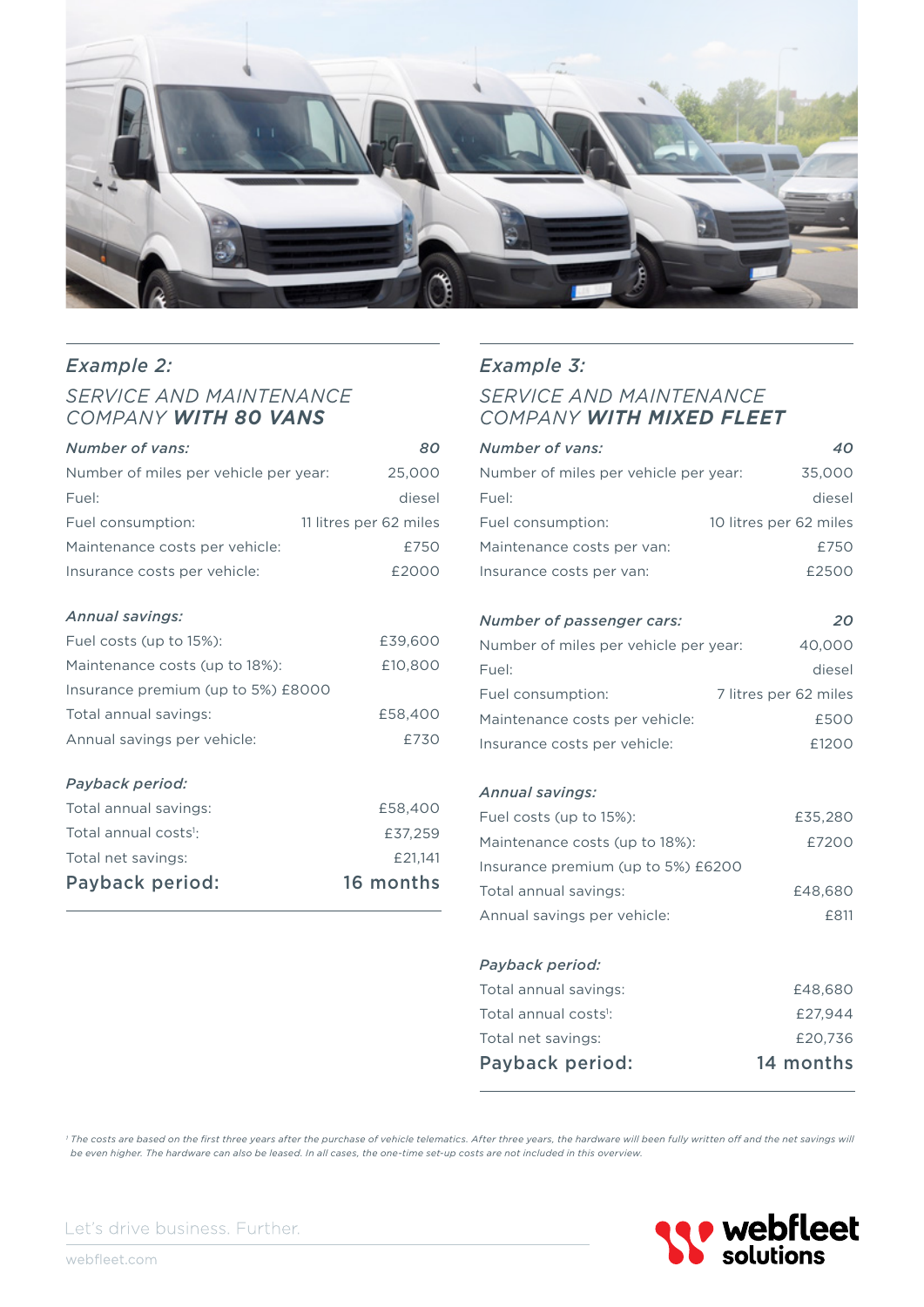## *Example 2:*

### *SERVICE AND MAINTENANCE COMPANY **WITH 80 VANS***

| *Number of vans:* | *80* |
|---|---|
| Number of miles per vehicle per year: | 25,000 |
| Fuel: | diesel |
| Fuel consumption: | 11 litres per 62 miles |
| Maintenance costs per vehicle: | £750 |
| Insurance costs per vehicle: | £2000 |

| *Annual savings:* | |
|---|---|
| Fuel costs (up to 15%): | £39,600 |
| Maintenance costs (up to 18%): | £10,800 |
| Insurance premium (up to 5%) | £8000 |
| Total annual savings: | £58,400 |
| Annual savings per vehicle: | £730 |

| *Payback period:* | |
|---|---|
| Total annual savings: | £58,400 |
| Total annual costs[1]: | £37,259 |
| Total net savings: | £21,141 |
| **Payback period:** | **16 months** |

## *Example 3:*

### *SERVICE AND MAINTENANCE COMPANY **WITH MIXED FLEET***

| *Number of vans:* | *40* |
|---|---|
| Number of miles per vehicle per year: | 35,000 |
| Fuel: | diesel |
| Fuel consumption: | 10 litres per 62 miles |
| Maintenance costs per van: | £750 |
| Insurance costs per van: | £2500 |

| *Number of passenger cars:* | *20* |
|---|---|
| Number of miles per vehicle per year: | 40,000 |
| Fuel: | diesel |
| Fuel consumption: | 7 litres per 62 miles |
| Maintenance costs per vehicle: | £500 |
| Insurance costs per vehicle: | £1200 |

| *Annual savings:* | |
|---|---|
| Fuel costs (up to 15%): | £35,280 |
| Maintenance costs (up to 18%): | £7200 |
| Insurance premium (up to 5%) | £6200 |
| Total annual savings: | £48,680 |
| Annual savings per vehicle: | £811 |

| *Payback period:* | |
|---|---|
| Total annual savings: | £48,680 |
| Total annual costs[1]: | £27,944 |
| Total net savings: | £20,736 |
| **Payback period:** | **14 months** |

*[1] The costs are based on the first three years after the purchase of vehicle telematics. After three years, the hardware will been fully written off and the net savings will be even higher. The hardware can also be leased. In all cases, the one-time set-up costs are not included in this overview.*

Let's drive business. Further.

webfleet.com

webfleet solutions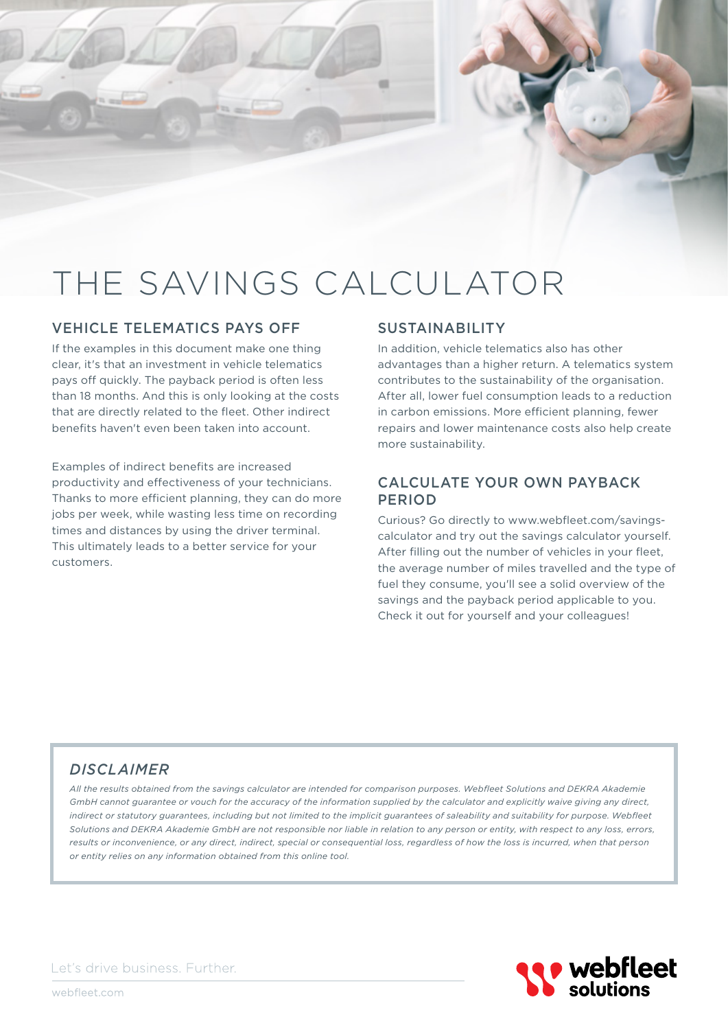# THE SAVINGS CALCULATOR

## VEHICLE TELEMATICS PAYS OFF

If the examples in this document make one thing clear, it's that an investment in vehicle telematics pays off quickly. The payback period is often less than 18 months. And this is only looking at the costs that are directly related to the fleet. Other indirect benefits haven't even been taken into account.

Examples of indirect benefits are increased productivity and effectiveness of your technicians. Thanks to more efficient planning, they can do more jobs per week, while wasting less time on recording times and distances by using the driver terminal. This ultimately leads to a better service for your customers.

## SUSTAINABILITY

In addition, vehicle telematics also has other advantages than a higher return. A telematics system contributes to the sustainability of the organisation. After all, lower fuel consumption leads to a reduction in carbon emissions. More efficient planning, fewer repairs and lower maintenance costs also help create more sustainability.

## CALCULATE YOUR OWN PAYBACK PERIOD

Curious? Go directly to www.webfleet.com/savings-calculator and try out the savings calculator yourself. After filling out the number of vehicles in your fleet, the average number of miles travelled and the type of fuel they consume, you'll see a solid overview of the savings and the payback period applicable to you. Check it out for yourself and your colleagues!

### *DISCLAIMER*

*All the results obtained from the savings calculator are intended for comparison purposes. Webfleet Solutions and DEKRA Akademie GmbH cannot guarantee or vouch for the accuracy of the information supplied by the calculator and explicitly waive giving any direct, indirect or statutory guarantees, including but not limited to the implicit guarantees of saleability and suitability for purpose. Webfleet Solutions and DEKRA Akademie GmbH are not responsible nor liable in relation to any person or entity, with respect to any loss, errors, results or inconvenience, or any direct, indirect, special or consequential loss, regardless of how the loss is incurred, when that person or entity relies on any information obtained from this online tool.*

Let's drive business. Further.

webfleet.com

webfleet solutions